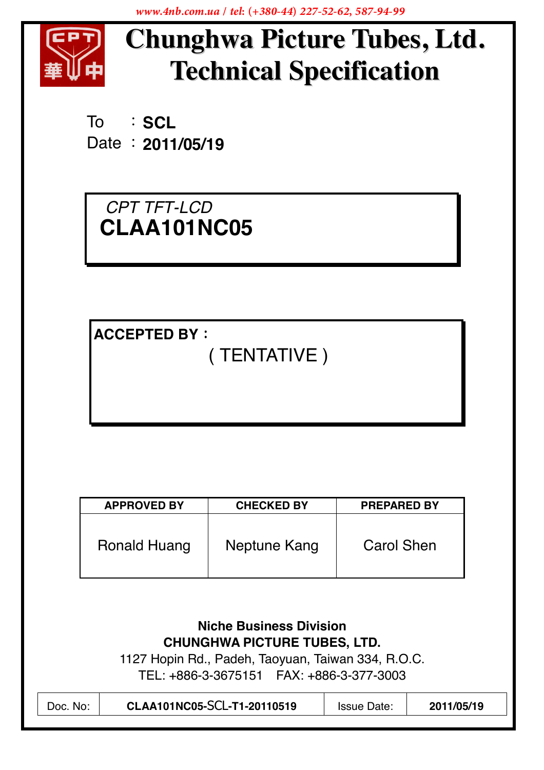www.4nb.com.ua / tel: (+380-44) 227-52-62, 587-94-99

# Chunghwa Picture Tubes, Ltd.
# Technical Specification

To : **SCL**

Date : **2011/05/19**

*CPT TFT-LCD*

## CLAA101NC05

**ACCEPTED BY :**

( TENTATIVE )

| APPROVED BY | CHECKED BY | PREPARED BY |
|---|---|---|
| Ronald Huang | Neptune Kang | Carol Shen |

**Niche Business Division**

**CHUNGHWA PICTURE TUBES, LTD.**

1127 Hopin Rd., Padeh, Taoyuan, Taiwan 334, R.O.C.

TEL: +886-3-3675151 FAX: +886-3-377-3003

| Doc. No: | CLAA101NC05-SCL-T1-20110519 | Issue Date: | 2011/05/19 |
|---|---|---|---|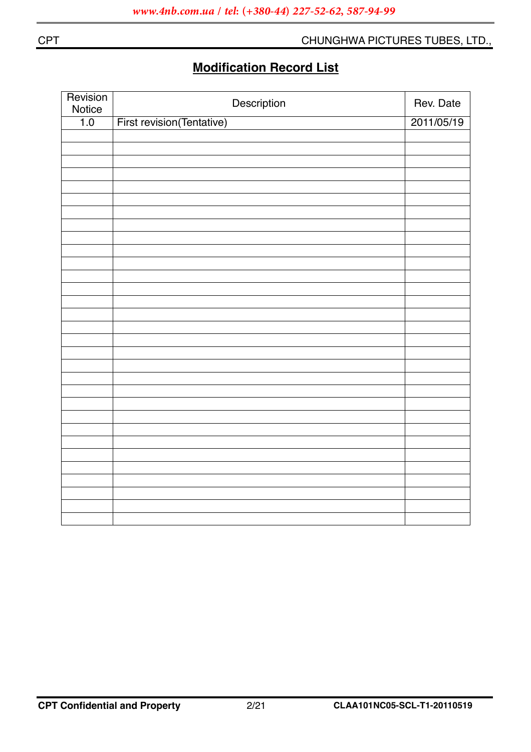# Modification Record List

| Revision Notice | Description | Rev. Date |
|---|---|---|
| 1.0 | First revision(Tentative) | 2011/05/19 |
| | | |
| | | |
| | | |
| | | |
| | | |
| | | |
| | | |
| | | |
| | | |
| | | |
| | | |
| | | |
| | | |
| | | |
| | | |
| | | |
| | | |
| | | |
| | | |
| | | |
| | | |
| | | |
| | | |
| | | |
| | | |
| | | |
| | | |
| | | |
| | | |
| | | |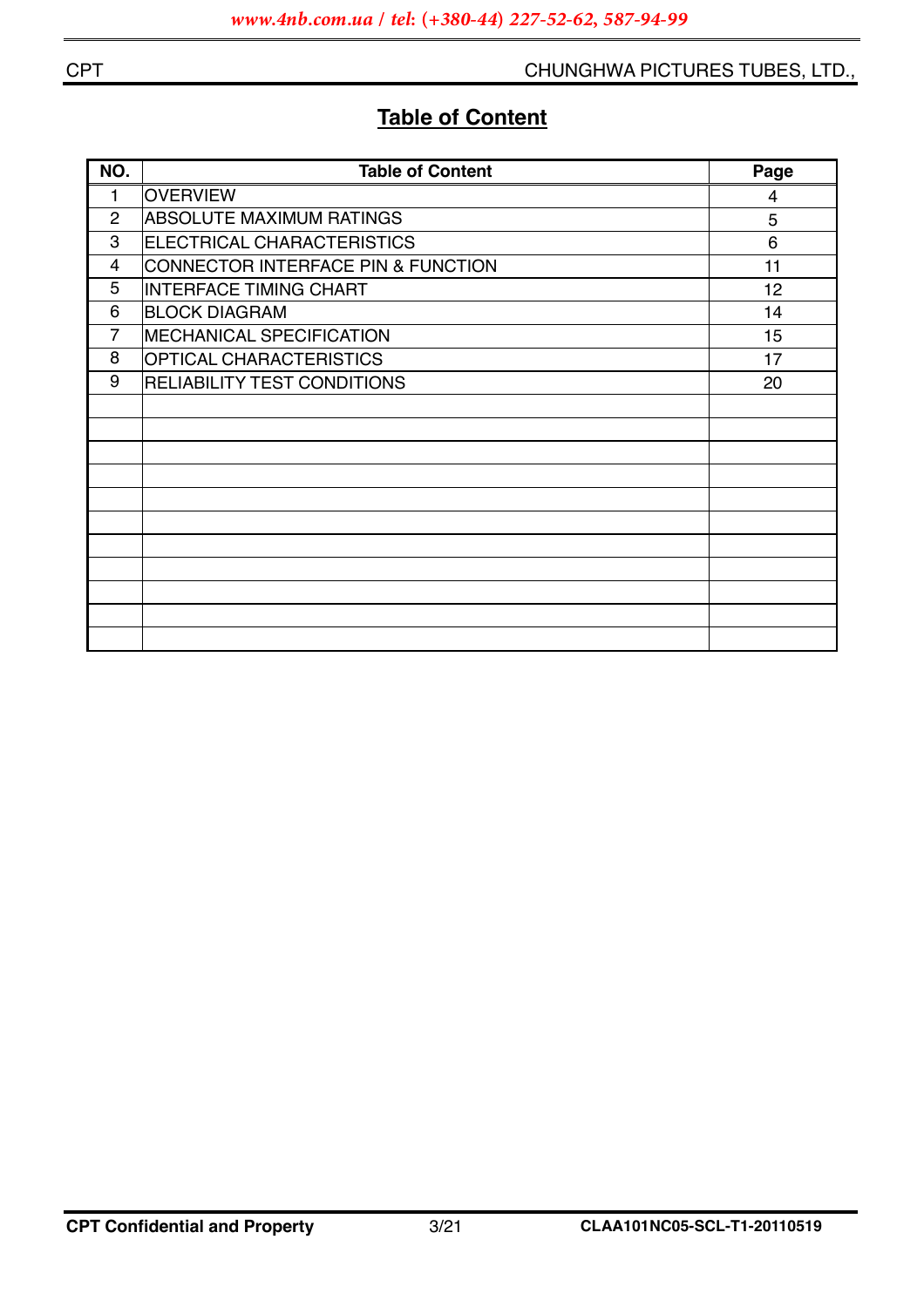# Table of Content

| NO. | Table of Content | Page |
|---|---|---|
| 1 | OVERVIEW | 4 |
| 2 | ABSOLUTE MAXIMUM RATINGS | 5 |
| 3 | ELECTRICAL CHARACTERISTICS | 6 |
| 4 | CONNECTOR INTERFACE PIN & FUNCTION | 11 |
| 5 | INTERFACE TIMING CHART | 12 |
| 6 | BLOCK DIAGRAM | 14 |
| 7 | MECHANICAL SPECIFICATION | 15 |
| 8 | OPTICAL CHARACTERISTICS | 17 |
| 9 | RELIABILITY TEST CONDITIONS | 20 |
| | | |
| | | |
| | | |
| | | |
| | | |
| | | |
| | | |
| | | |
| | | |
| | | |
| | | |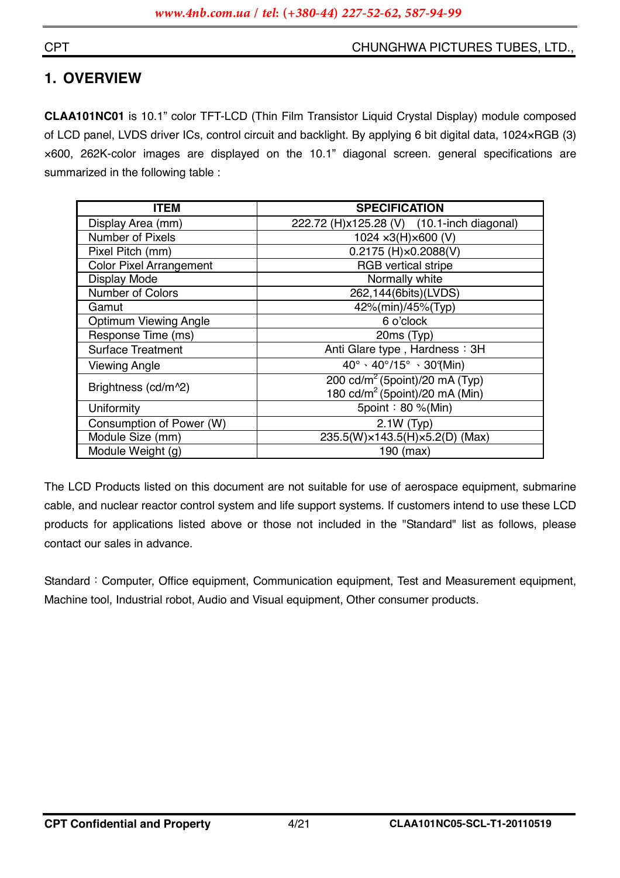# 1. OVERVIEW

**CLAA101NC01** is 10.1" color TFT-LCD (Thin Film Transistor Liquid Crystal Display) module composed of LCD panel, LVDS driver ICs, control circuit and backlight. By applying 6 bit digital data, 1024×RGB (3) ×600, 262K-color images are displayed on the 10.1" diagonal screen. general specifications are summarized in the following table :

| ITEM | SPECIFICATION |
|---|---|
| Display Area (mm) | 222.72 (H)x125.28 (V)　(10.1-inch diagonal) |
| Number of Pixels | 1024 ×3(H)×600 (V) |
| Pixel Pitch (mm) | 0.2175 (H)×0.2088(V) |
| Color Pixel Arrangement | RGB vertical stripe |
| Display Mode | Normally white |
| Number of Colors | 262,144(6bits)(LVDS) |
| Gamut | 42%(min)/45%(Typ) |
| Optimum Viewing Angle | 6 o'clock |
| Response Time (ms) | 20ms (Typ) |
| Surface Treatment | Anti Glare type , Hardness：3H |
| Viewing Angle | 40°、40°/15°、30°(Min) |
| Brightness (cd/m^2) | 200 cd/$m^2$ (5point)/20 mA (Typ)<br>180 cd/$m^2$ (5point)/20 mA (Min) |
| Uniformity | 5point：80 %(Min) |
| Consumption of Power (W) | 2.1W (Typ) |
| Module Size (mm) | 235.5(W)×143.5(H)×5.2(D) (Max) |
| Module Weight (g) | 190 (max) |

The LCD Products listed on this document are not suitable for use of aerospace equipment, submarine cable, and nuclear reactor control system and life support systems. If customers intend to use these LCD products for applications listed above or those not included in the "Standard" list as follows, please contact our sales in advance.

Standard：Computer, Office equipment, Communication equipment, Test and Measurement equipment, Machine tool, Industrial robot, Audio and Visual equipment, Other consumer products.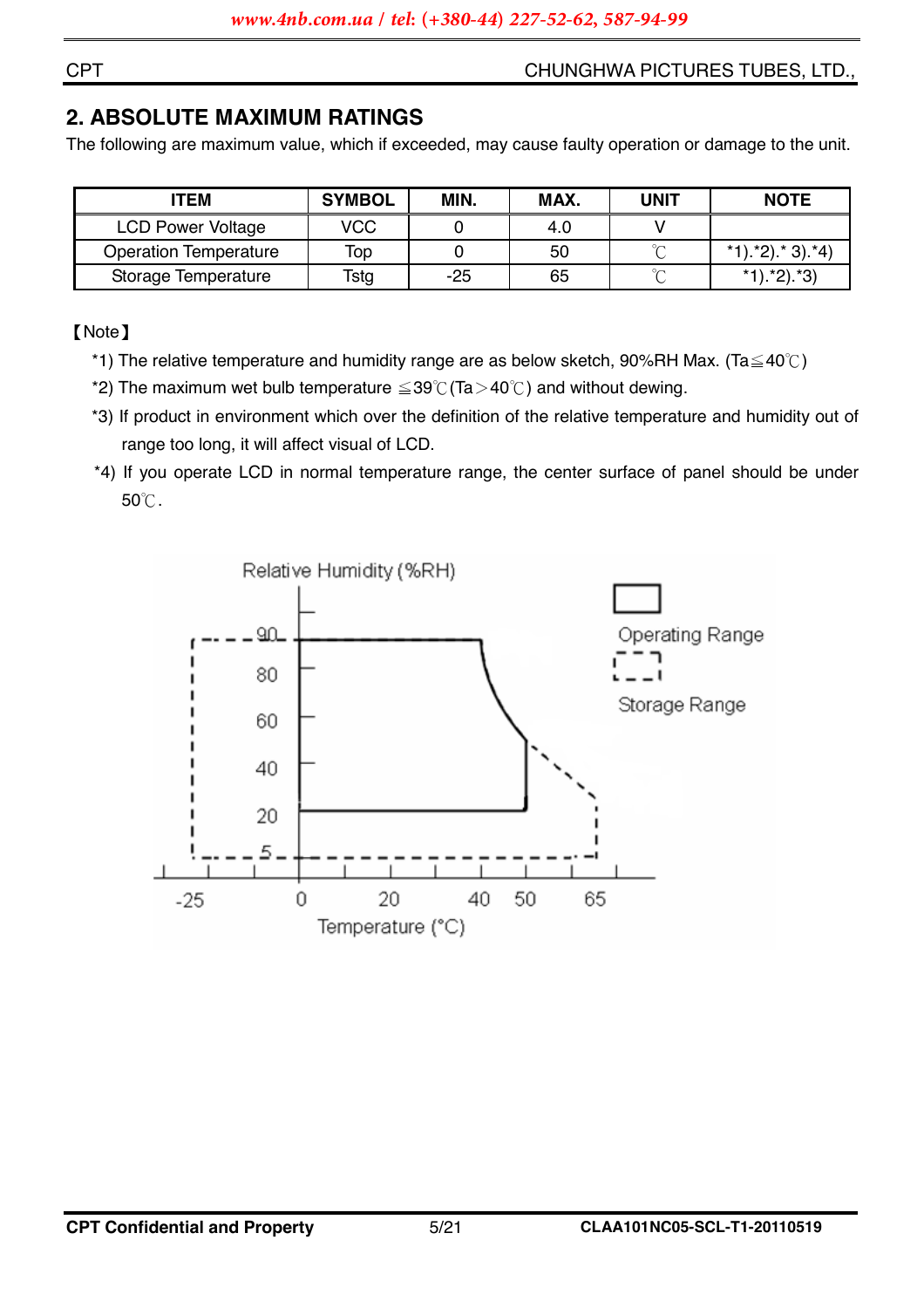## 2. ABSOLUTE MAXIMUM RATINGS

The following are maximum value, which if exceeded, may cause faulty operation or damage to the unit.

| ITEM | SYMBOL | MIN. | MAX. | UNIT | NOTE |
|---|---|---|---|---|---|
| LCD Power Voltage | VCC | 0 | 4.0 | V | |
| Operation Temperature | Top | 0 | 50 | ℃ | *1).*2).* 3).*4) |
| Storage Temperature | Tstg | -25 | 65 | ℃ | *1).*2).*3) |

【Note】

*1) The relative temperature and humidity range are as below sketch, 90%RH Max. (Ta≦40℃)

*2) The maximum wet bulb temperature ≦39℃(Ta＞40℃) and without dewing.

*3) If product in environment which over the definition of the relative temperature and humidity out of range too long, it will affect visual of LCD.

*4) If you operate LCD in normal temperature range, the center surface of panel should be under 50℃.

Relative Humidity (%RH)

Operating Range

Storage Range

Temperature (°C)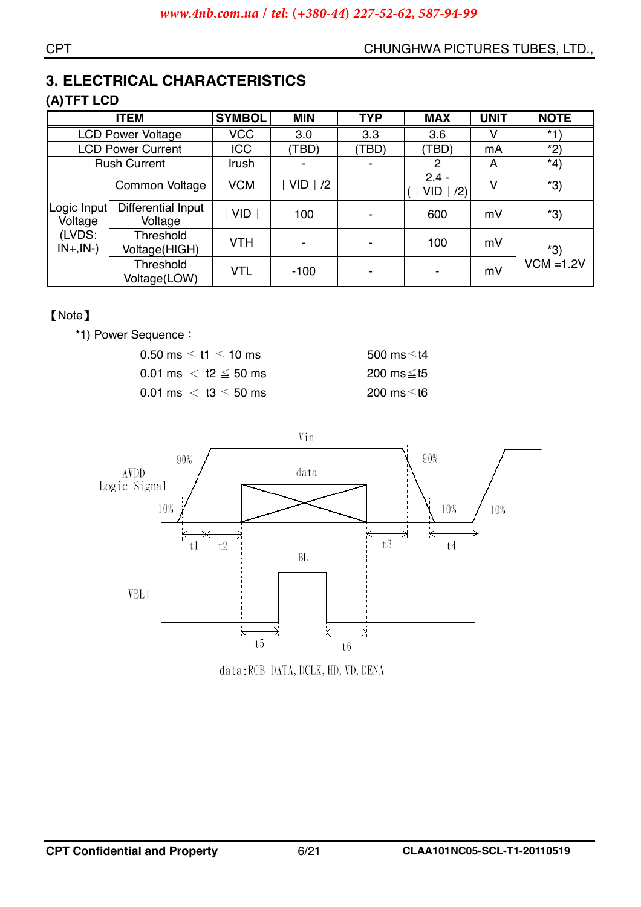# 3. ELECTRICAL CHARACTERISTICS

## (A) TFT LCD

| ITEM | | SYMBOL | MIN | TYP | MAX | UNIT | NOTE |
|---|---|---|---|---|---|---|---|
| LCD Power Voltage | | VCC | 3.0 | 3.3 | 3.6 | V | *1) |
| LCD Power Current | | ICC | (TBD) | (TBD) | (TBD) | mA | *2) |
| Rush Current | | Irush | - | - | 2 | A | *4) |
| Logic Input Voltage (LVDS: IN+,IN-) | Common Voltage | VCM | ∣VID∣/2 | | 2.4 - (∣VID∣/2) | V | *3) |
| | Differential Input Voltage | ∣VID∣ | 100 | - | 600 | mV | *3) |
| | Threshold Voltage(HIGH) | VTH | - | - | 100 | mV | *3) VCM =1.2V |
| | Threshold Voltage(LOW) | VTL | -100 | - | - | mV | |

【Note】

*1) Power Sequence：

| | |
|---|---|
| 0.50 ms ≦ t1 ≦ 10 ms | 500 ms≦t4 |
| 0.01 ms ＜ t2 ≦ 50 ms | 200 ms≦t5 |
| 0.01 ms ＜ t3 ≦ 50 ms | 200 ms≦t6 |

data:RGB DATA, DCLK, HD, VD, DENA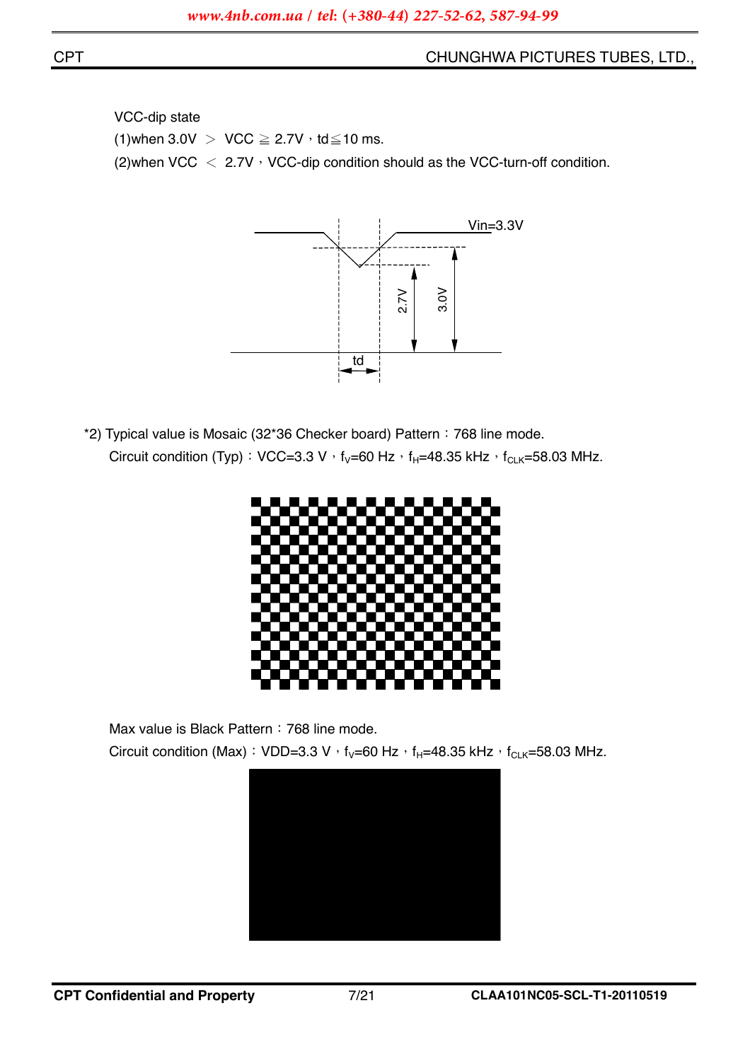VCC-dip state

(1)when 3.0V ＞ VCC ≧ 2.7V，td≦10 ms.

(2)when VCC ＜ 2.7V，VCC-dip condition should as the VCC-turn-off condition.

*2) Typical value is Mosaic (32*36 Checker board) Pattern：768 line mode.

Circuit condition (Typ)：VCC=3.3 V，$f_V$=60 Hz，$f_H$=48.35 kHz，$f_{CLK}$=58.03 MHz.

Max value is Black Pattern：768 line mode.

Circuit condition (Max)：VDD=3.3 V，$f_V$=60 Hz，$f_H$=48.35 kHz，$f_{CLK}$=58.03 MHz.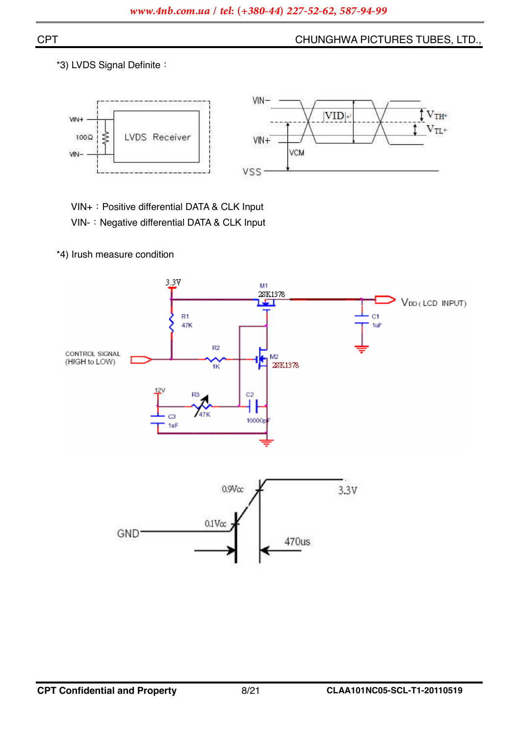*3) LVDS Signal Definite：

VIN+：Positive differential DATA & CLK Input

VIN-：Negative differential DATA & CLK Input

*4) Irush measure condition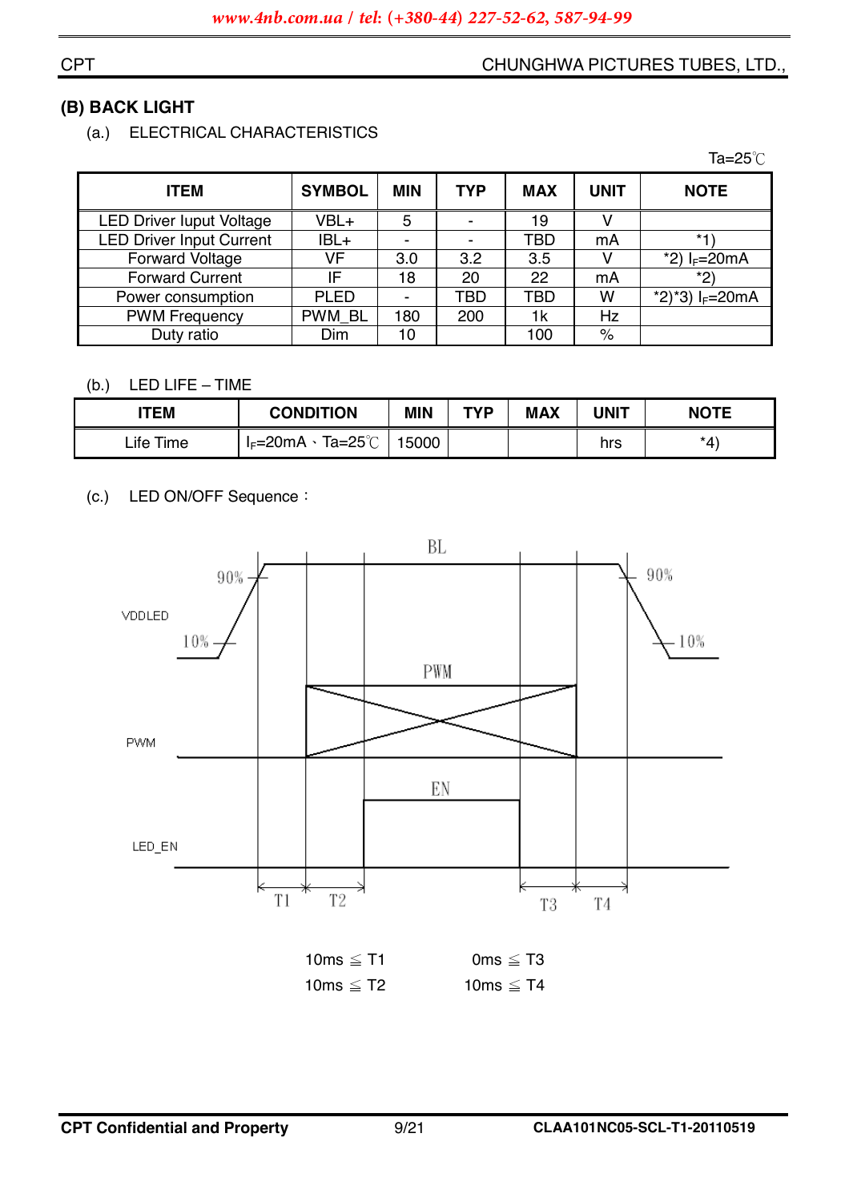## (B) BACK LIGHT

(a.) ELECTRICAL CHARACTERISTICS

Ta=25℃

| ITEM | SYMBOL | MIN | TYP | MAX | UNIT | NOTE |
|---|---|---|---|---|---|---|
| LED Driver Iuput Voltage | VBL+ | 5 | - | 19 | V | |
| LED Driver Input Current | IBL+ | - | - | TBD | mA | *1) |
| Forward Voltage | VF | 3.0 | 3.2 | 3.5 | V | *2) $I_F$=20mA |
| Forward Current | IF | 18 | 20 | 22 | mA | *2) |
| Power consumption | PLED | - | TBD | TBD | W | *2)*3) $I_F$=20mA |
| PWM Frequency | PWM_BL | 180 | 200 | 1k | Hz | |
| Duty ratio | Dim | 10 | | 100 | % | |

(b.) LED LIFE – TIME

| ITEM | CONDITION | MIN | TYP | MAX | UNIT | NOTE |
|---|---|---|---|---|---|---|
| Life Time | $I_F$=20mA、Ta=25℃ | 15000 | | | hrs | *4) |

(c.) LED ON/OFF Sequence：

BL

VDDLED 90% 10% 90% 10%

PWM

PWM

EN

LED_EN

T1 T2 T3 T4

10ms ≦ T1    0ms ≦ T3

10ms ≦ T2    10ms ≦ T4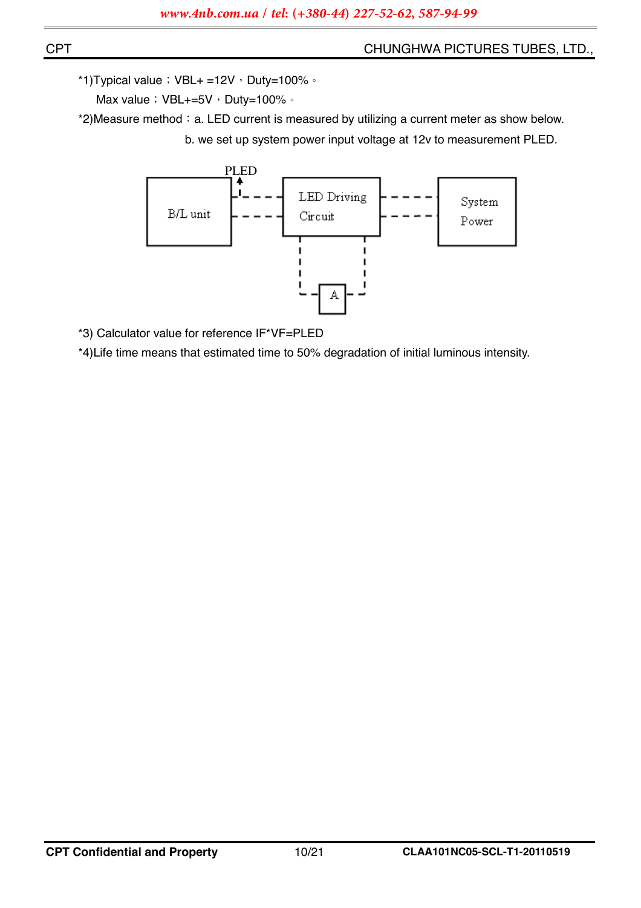*1)Typical value；VBL+ =12V，Duty=100%。

Max value；VBL+=5V，Duty=100%。

*2)Measure method：a. LED current is measured by utilizing a current meter as show below.

b. we set up system power input voltage at 12v to measurement PLED.

PLED

B/L unit

LED Driving Circuit

System Power

A

*3) Calculator value for reference IF*VF=PLED

*4)Life time means that estimated time to 50% degradation of initial luminous intensity.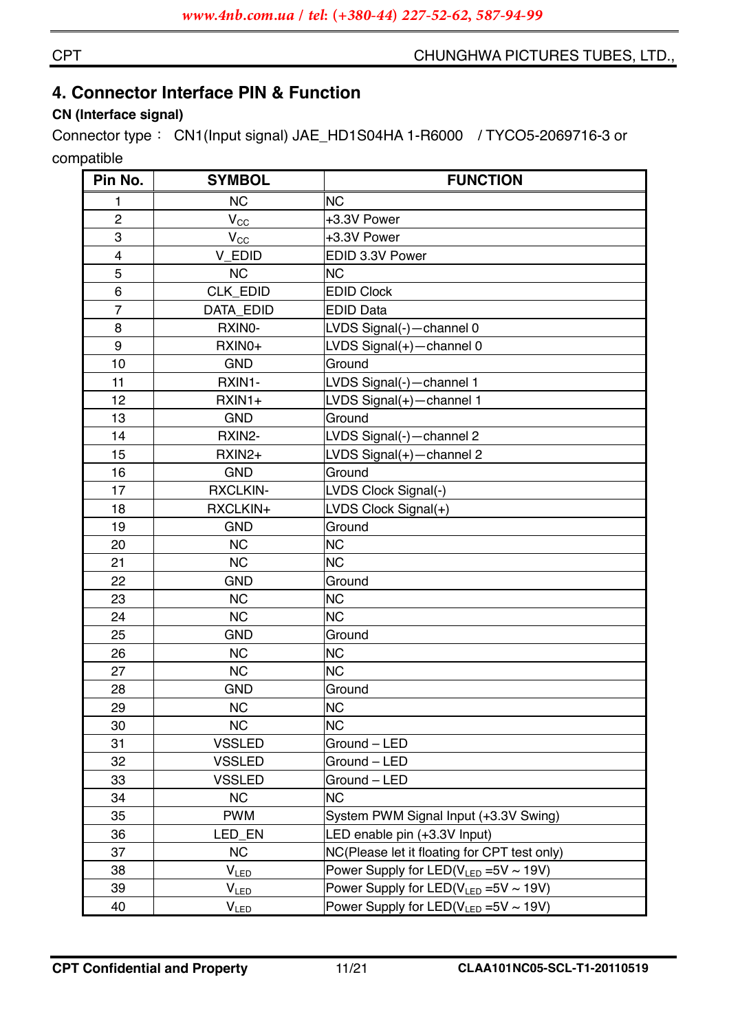## 4. Connector Interface PIN & Function

**CN (Interface signal)**

Connector type： CN1(Input signal) JAE_HD1S04HA 1-R6000 / TYCO5-2069716-3 or compatible

| Pin No. | SYMBOL | FUNCTION |
|---|---|---|
| 1 | NC | NC |
| 2 | $V_{CC}$ | +3.3V Power |
| 3 | $V_{CC}$ | +3.3V Power |
| 4 | V_EDID | EDID 3.3V Power |
| 5 | NC | NC |
| 6 | CLK_EDID | EDID Clock |
| 7 | DATA_EDID | EDID Data |
| 8 | RXIN0- | LVDS Signal(-)—channel 0 |
| 9 | RXIN0+ | LVDS Signal(+)—channel 0 |
| 10 | GND | Ground |
| 11 | RXIN1- | LVDS Signal(-)—channel 1 |
| 12 | RXIN1+ | LVDS Signal(+)—channel 1 |
| 13 | GND | Ground |
| 14 | RXIN2- | LVDS Signal(-)—channel 2 |
| 15 | RXIN2+ | LVDS Signal(+)—channel 2 |
| 16 | GND | Ground |
| 17 | RXCLKIN- | LVDS Clock Signal(-) |
| 18 | RXCLKIN+ | LVDS Clock Signal(+) |
| 19 | GND | Ground |
| 20 | NC | NC |
| 21 | NC | NC |
| 22 | GND | Ground |
| 23 | NC | NC |
| 24 | NC | NC |
| 25 | GND | Ground |
| 26 | NC | NC |
| 27 | NC | NC |
| 28 | GND | Ground |
| 29 | NC | NC |
| 30 | NC | NC |
| 31 | VSSLED | Ground – LED |
| 32 | VSSLED | Ground – LED |
| 33 | VSSLED | Ground – LED |
| 34 | NC | NC |
| 35 | PWM | System PWM Signal Input (+3.3V Swing) |
| 36 | LED_EN | LED enable pin (+3.3V Input) |
| 37 | NC | NC(Please let it floating for CPT test only) |
| 38 | $V_{LED}$ | Power Supply for LED($V_{LED}$ =5V ~ 19V) |
| 39 | $V_{LED}$ | Power Supply for LED($V_{LED}$ =5V ~ 19V) |
| 40 | $V_{LED}$ | Power Supply for LED($V_{LED}$ =5V ~ 19V) |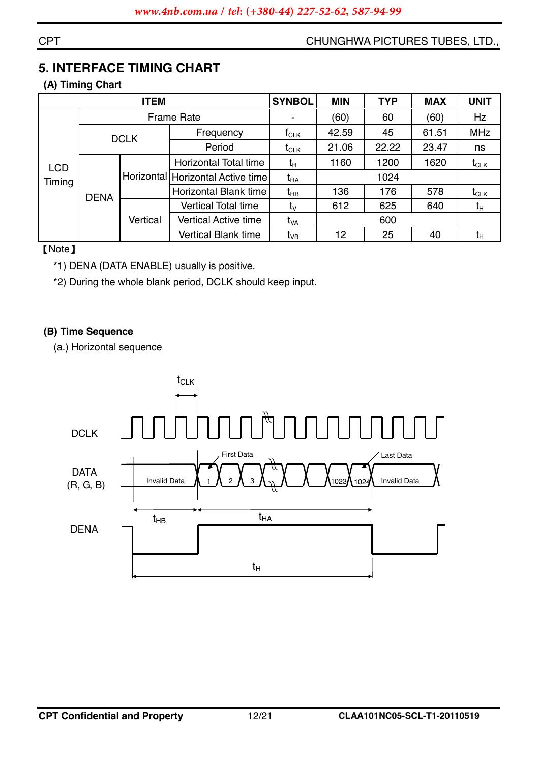## 5. INTERFACE TIMING CHART

### (A) Timing Chart

| ITEM | | | | SYNBOL | MIN | TYP | MAX | UNIT |
|---|---|---|---|---|---|---|---|---|
| LCD Timing | Frame Rate | | | - | (60) | 60 | (60) | Hz |
| | DCLK | | Frequency | $f_{CLK}$ | 42.59 | 45 | 61.51 | MHz |
| | | | Period | $t_{CLK}$ | 21.06 | 22.22 | 23.47 | ns |
| | DENA | Horizontal | Horizontal Total time | $t_H$ | 1160 | 1200 | 1620 | $t_{CLK}$ |
| | | | Horizontal Active time | $t_{HA}$ | | 1024 | | |
| | | | Horizontal Blank time | $t_{HB}$ | 136 | 176 | 578 | $t_{CLK}$ |
| | | Vertical | Vertical Total time | $t_V$ | 612 | 625 | 640 | $t_H$ |
| | | | Vertical Active time | $t_{VA}$ | | 600 | | |
| | | | Vertical Blank time | $t_{VB}$ | 12 | 25 | 40 | $t_H$ |

【Note】

*1) DENA (DATA ENABLE) usually is positive.

*2) During the whole blank period, DCLK should keep input.

### (B) Time Sequence

(a.) Horizontal sequence

DCLK $t_{CLK}$

DATA (R, G, B): Invalid Data, First Data, 1, 2, 3, 1023, 1024, Last Data, Invalid Data

DENA $t_{HB}$ $t_{HA}$ $t_H$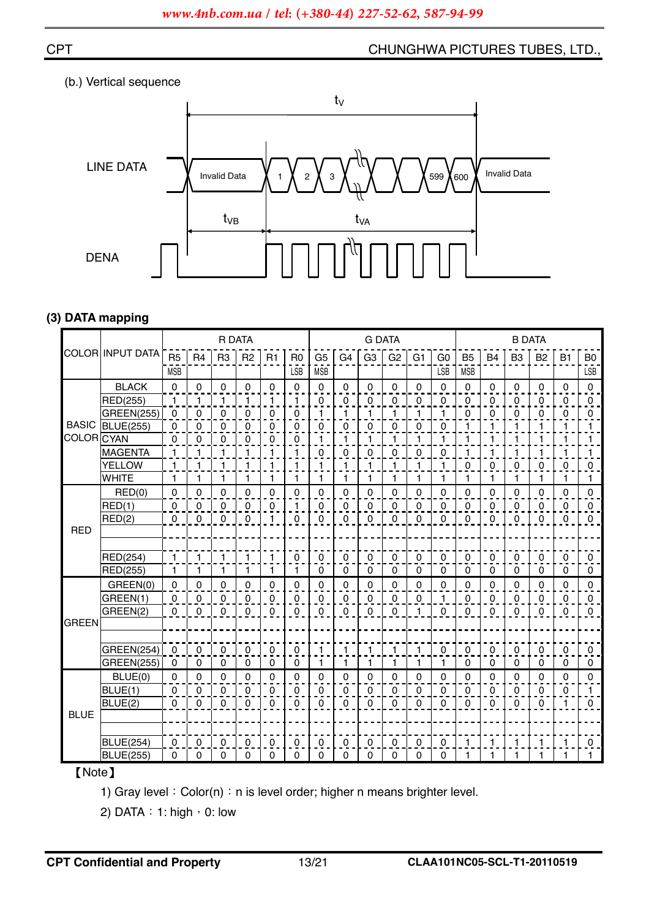(b.) Vertical sequence

$t_V$

LINE DATA: Invalid Data | 1 | 2 | 3 | ... | 599 | 600 | Invalid Data

$t_{VB}$ $t_{VA}$

DENA

### (3) DATA mapping

| COLOR | INPUT DATA | R DATA | | | | | | G DATA | | | | | | B DATA | | | | | |
|---|---|---|---|---|---|---|---|---|---|---|---|---|---|---|---|---|---|---|---|
| | | R5 MSB | R4 | R3 | R2 | R1 | R0 LSB | G5 MSB | G4 | G3 | G2 | G1 | G0 LSB | B5 MSB | B4 | B3 | B2 | B1 | B0 LSB |
| BASIC COLOR | BLACK | 0 | 0 | 0 | 0 | 0 | 0 | 0 | 0 | 0 | 0 | 0 | 0 | 0 | 0 | 0 | 0 | 0 | 0 |
| | RED(255) | 1 | 1 | 1 | 1 | 1 | 1 | 0 | 0 | 0 | 0 | 0 | 0 | 0 | 0 | 0 | 0 | 0 | 0 |
| | GREEN(255) | 0 | 0 | 0 | 0 | 0 | 0 | 1 | 1 | 1 | 1 | 1 | 1 | 0 | 0 | 0 | 0 | 0 | 0 |
| | BLUE(255) | 0 | 0 | 0 | 0 | 0 | 0 | 0 | 0 | 0 | 0 | 0 | 0 | 1 | 1 | 1 | 1 | 1 | 1 |
| | CYAN | 0 | 0 | 0 | 0 | 0 | 0 | 1 | 1 | 1 | 1 | 1 | 1 | 1 | 1 | 1 | 1 | 1 | 1 |
| | MAGENTA | 1 | 1 | 1 | 1 | 1 | 1 | 0 | 0 | 0 | 0 | 0 | 0 | 1 | 1 | 1 | 1 | 1 | 1 |
| | YELLOW | 1 | 1 | 1 | 1 | 1 | 1 | 1 | 1 | 1 | 1 | 1 | 1 | 0 | 0 | 0 | 0 | 0 | 0 |
| | WHITE | 1 | 1 | 1 | 1 | 1 | 1 | 1 | 1 | 1 | 1 | 1 | 1 | 1 | 1 | 1 | 1 | 1 | 1 |
| RED | RED(0) | 0 | 0 | 0 | 0 | 0 | 0 | 0 | 0 | 0 | 0 | 0 | 0 | 0 | 0 | 0 | 0 | 0 | 0 |
| | RED(1) | 0 | 0 | 0 | 0 | 0 | 1 | 0 | 0 | 0 | 0 | 0 | 0 | 0 | 0 | 0 | 0 | 0 | 0 |
| | RED(2) | 0 | 0 | 0 | 0 | 1 | 0 | 0 | 0 | 0 | 0 | 0 | 0 | 0 | 0 | 0 | 0 | 0 | 0 |
| | | | | | | | | | | | | | | | | | | | |
| | | | | | | | | | | | | | | | | | | | |
| | RED(254) | 1 | 1 | 1 | 1 | 1 | 0 | 0 | 0 | 0 | 0 | 0 | 0 | 0 | 0 | 0 | 0 | 0 | 0 |
| | RED(255) | 1 | 1 | 1 | 1 | 1 | 1 | 0 | 0 | 0 | 0 | 0 | 0 | 0 | 0 | 0 | 0 | 0 | 0 |
| GREEN | GREEN(0) | 0 | 0 | 0 | 0 | 0 | 0 | 0 | 0 | 0 | 0 | 0 | 0 | 0 | 0 | 0 | 0 | 0 | 0 |
| | GREEN(1) | 0 | 0 | 0 | 0 | 0 | 0 | 0 | 0 | 0 | 0 | 0 | 1 | 0 | 0 | 0 | 0 | 0 | 0 |
| | GREEN(2) | 0 | 0 | 0 | 0 | 0 | 0 | 0 | 0 | 0 | 0 | 1 | 0 | 0 | 0 | 0 | 0 | 0 | 0 |
| | | | | | | | | | | | | | | | | | | | |
| | | | | | | | | | | | | | | | | | | | |
| | GREEN(254) | 0 | 0 | 0 | 0 | 0 | 0 | 1 | 1 | 1 | 1 | 1 | 0 | 0 | 0 | 0 | 0 | 0 | 0 |
| | GREEN(255) | 0 | 0 | 0 | 0 | 0 | 0 | 1 | 1 | 1 | 1 | 1 | 1 | 0 | 0 | 0 | 0 | 0 | 0 |
| BLUE | BLUE(0) | 0 | 0 | 0 | 0 | 0 | 0 | 0 | 0 | 0 | 0 | 0 | 0 | 0 | 0 | 0 | 0 | 0 | 0 |
| | BLUE(1) | 0 | 0 | 0 | 0 | 0 | 0 | 0 | 0 | 0 | 0 | 0 | 0 | 0 | 0 | 0 | 0 | 0 | 1 |
| | BLUE(2) | 0 | 0 | 0 | 0 | 0 | 0 | 0 | 0 | 0 | 0 | 0 | 0 | 0 | 0 | 0 | 0 | 1 | 0 |
| | | | | | | | | | | | | | | | | | | | |
| | | | | | | | | | | | | | | | | | | | |
| | BLUE(254) | 0 | 0 | 0 | 0 | 0 | 0 | 0 | 0 | 0 | 0 | 0 | 0 | 1 | 1 | 1 | 1 | 1 | 0 |
| | BLUE(255) | 0 | 0 | 0 | 0 | 0 | 0 | 0 | 0 | 0 | 0 | 0 | 0 | 1 | 1 | 1 | 1 | 1 | 1 |

【Note】

1) Gray level：Color(n)：n is level order; higher n means brighter level.

2) DATA：1: high，0: low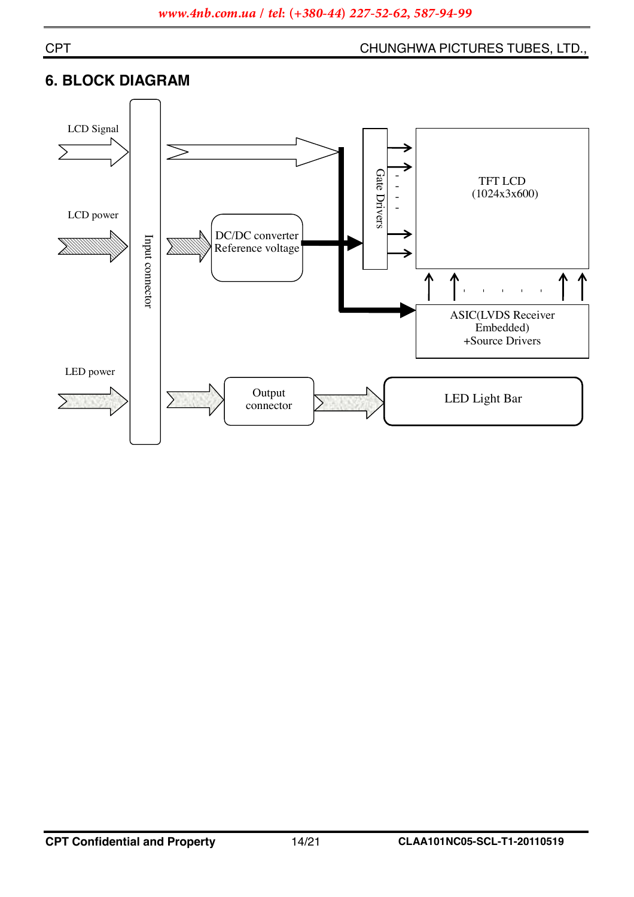## 6. BLOCK DIAGRAM

LCD Signal

LCD power

LED power

Input connector

DC/DC converter
Reference voltage

Output connector

Gate Drivers

TFT LCD
(1024x3x600)

ASIC(LVDS Receiver Embedded)
+Source Drivers

LED Light Bar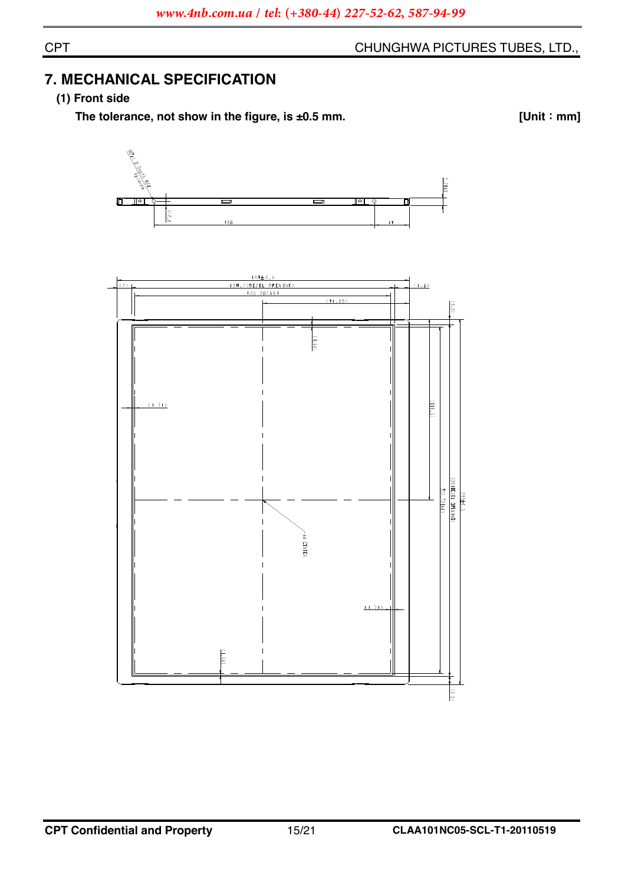# 7. MECHANICAL SPECIFICATION

## (1) Front side

**The tolerance, not show in the figure, is ±0.5 mm.** **[Unit：mm]**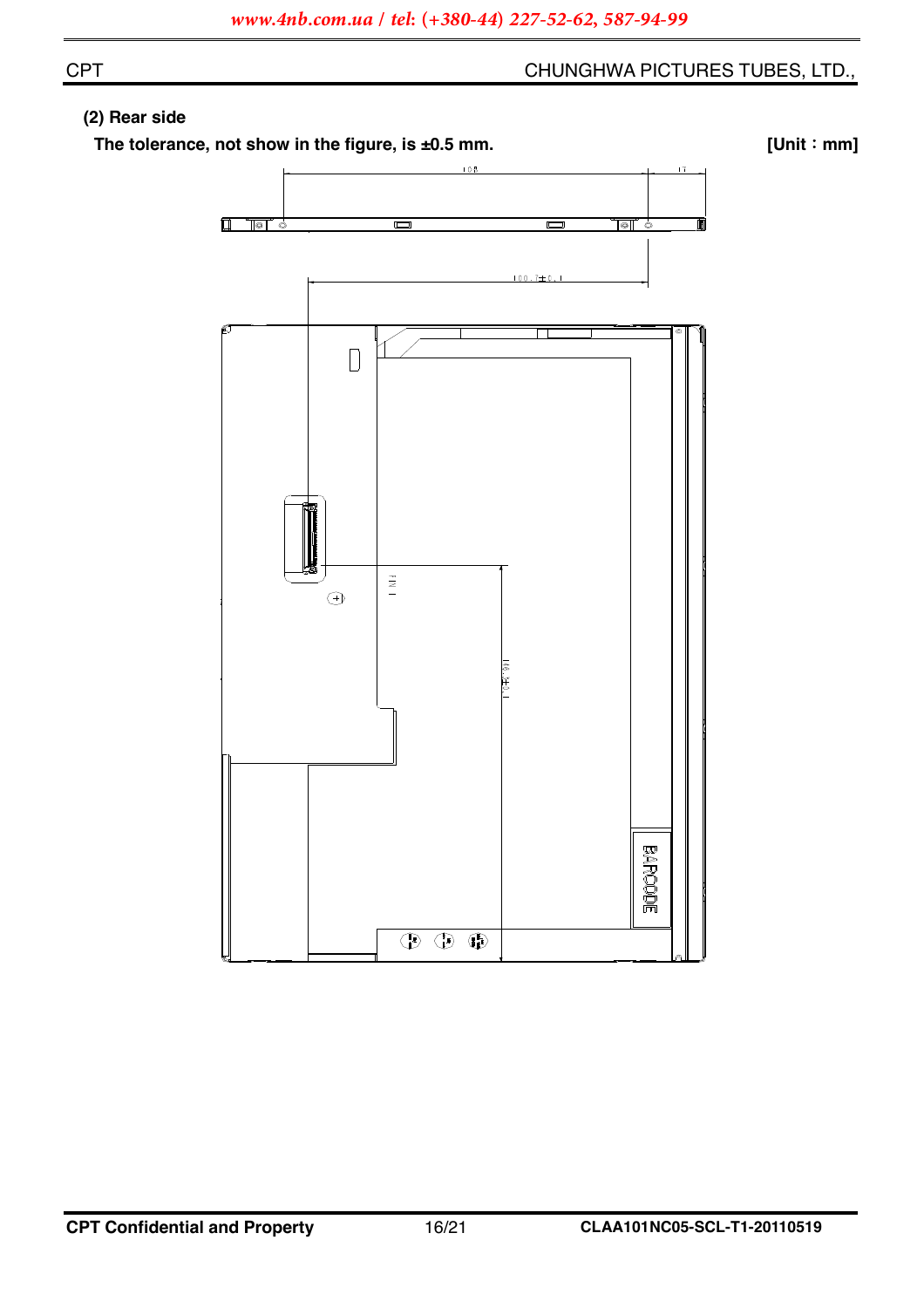### (2) Rear side

**The tolerance, not show in the figure, is ±0.5 mm.** **[Unit：mm]**

108

17

100.7±0.1

BARCODE

146.5±0.1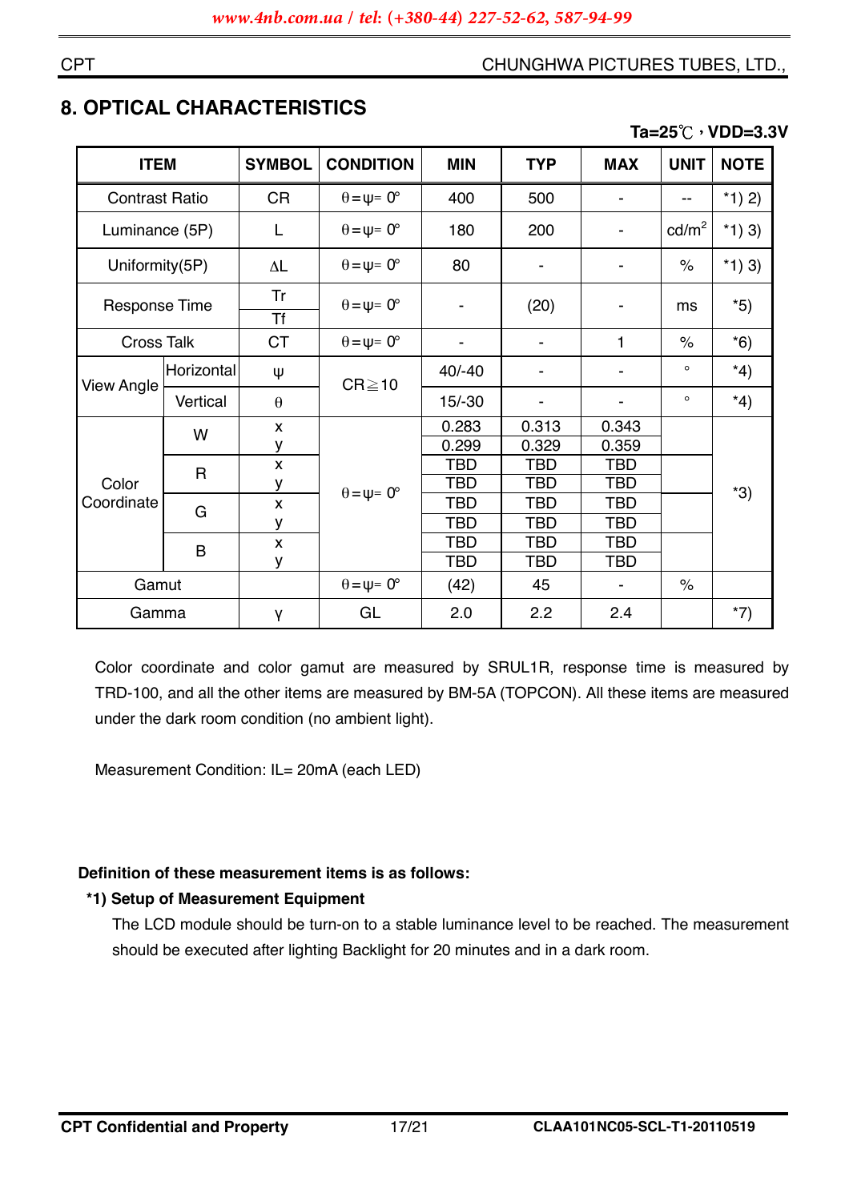## 8. OPTICAL CHARACTERISTICS

**Ta=25℃，VDD=3.3V**

| ITEM | | SYMBOL | CONDITION | MIN | TYP | MAX | UNIT | NOTE |
|---|---|---|---|---|---|---|---|---|
| Contrast Ratio | | CR | $\theta=\psi=0°$ | 400 | 500 | - | -- | *1) 2) |
| Luminance (5P) | | L | $\theta=\psi=0°$ | 180 | 200 | - | cd/m$^2$ | *1) 3) |
| Uniformity(5P) | | $\Delta$L | $\theta=\psi=0°$ | 80 | - | - | % | *1) 3) |
| Response Time | | Tr / Tf | $\theta=\psi=0°$ | - | (20) | - | ms | *5) |
| Cross Talk | | CT | $\theta=\psi=0°$ | - | - | 1 | % | *6) |
| View Angle | Horizontal | $\psi$ | CR≧10 | 40/-40 | - | - | ° | *4) |
| | Vertical | $\theta$ | | 15/-30 | - | - | ° | *4) |
| Color Coordinate | W | x | $\theta=\psi=0°$ | 0.283 | 0.313 | 0.343 | | *3) |
| | | y | | 0.299 | 0.329 | 0.359 | | |
| | R | x | | TBD | TBD | TBD | | |
| | | y | | TBD | TBD | TBD | | |
| | G | x | | TBD | TBD | TBD | | |
| | | y | | TBD | TBD | TBD | | |
| | B | x | | TBD | TBD | TBD | | |
| | | y | | TBD | TBD | TBD | | |
| Gamut | | | $\theta=\psi=0°$ | (42) | 45 | - | % | |
| Gamma | | $\gamma$ | GL | 2.0 | 2.2 | 2.4 | | *7) |

Color coordinate and color gamut are measured by SRUL1R, response time is measured by TRD-100, and all the other items are measured by BM-5A (TOPCON). All these items are measured under the dark room condition (no ambient light).

Measurement Condition: IL= 20mA (each LED)

**Definition of these measurement items is as follows:**

**\*1) Setup of Measurement Equipment**

The LCD module should be turn-on to a stable luminance level to be reached. The measurement should be executed after lighting Backlight for 20 minutes and in a dark room.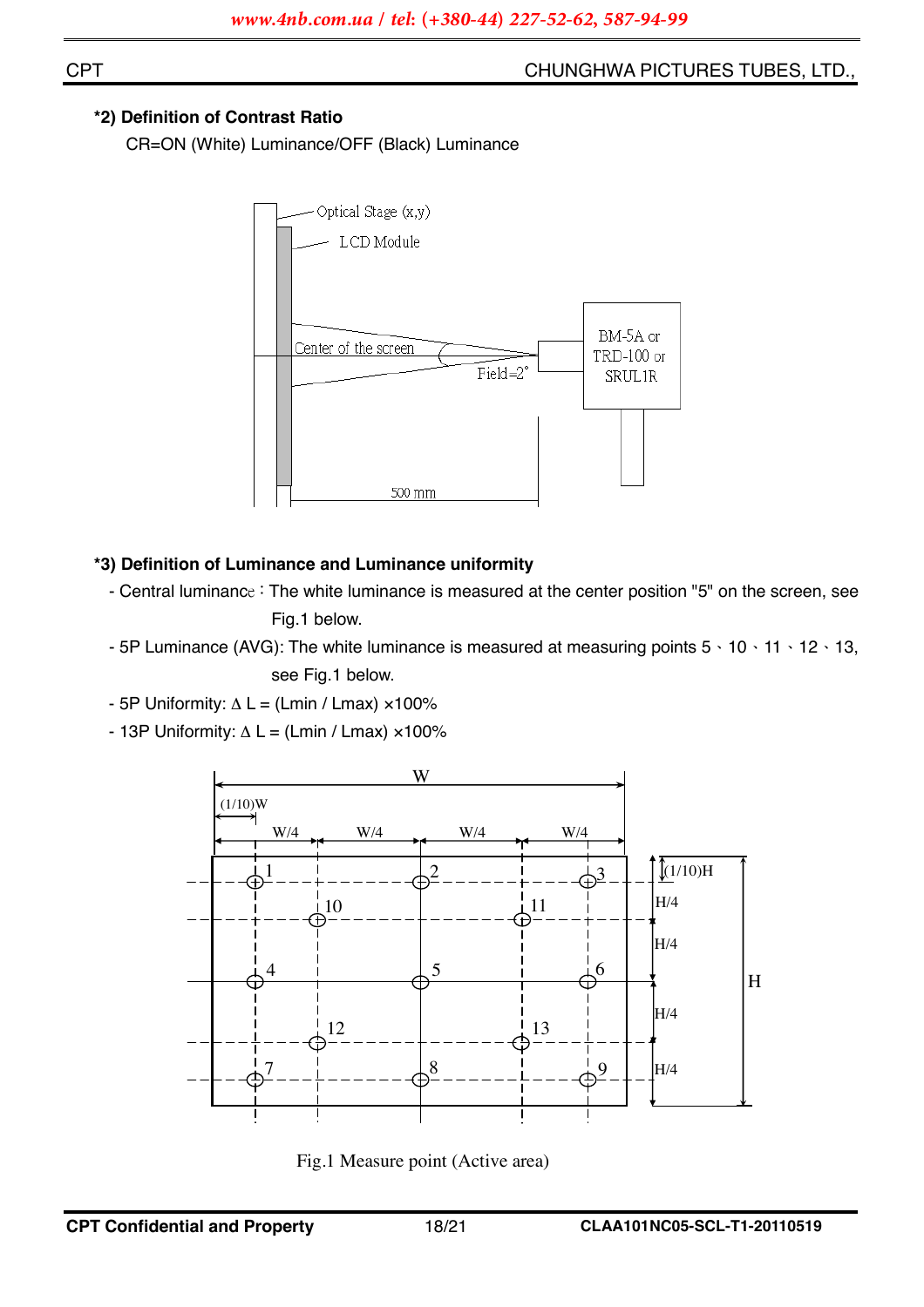**\*2) Definition of Contrast Ratio**

CR=ON (White) Luminance/OFF (Black) Luminance

**\*3) Definition of Luminance and Luminance uniformity**

- Central luminance：The white luminance is measured at the center position "5" on the screen, see Fig.1 below.
- 5P Luminance (AVG): The white luminance is measured at measuring points 5、10、11、12、13, see Fig.1 below.
- 5P Uniformity: $\Delta$ L = (Lmin / Lmax) ×100%
- 13P Uniformity: $\Delta$ L = (Lmin / Lmax) ×100%

Fig.1 Measure point (Active area)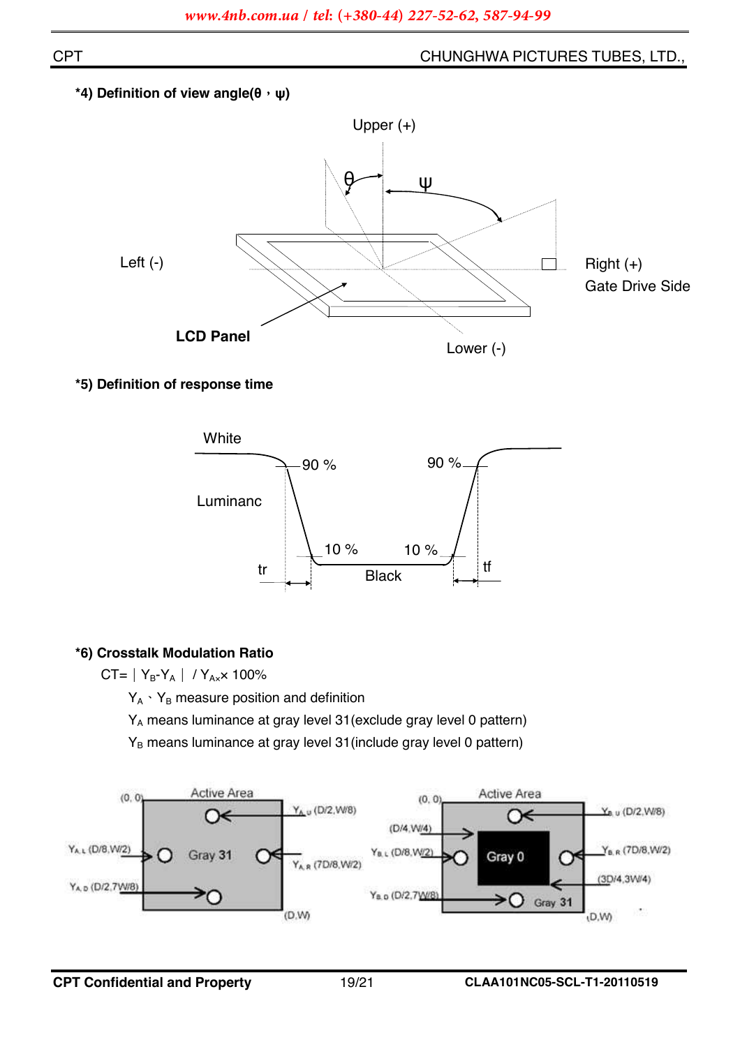**\*4) Definition of view angle(θ，ψ)**

Upper (+)

θ ψ

Left (-)

Right (+)
Gate Drive Side

**LCD Panel**

Lower (-)

**\*5) Definition of response time**

White

90 %  90 %

Luminanc

10 %  10 %

tr  Black  tf

**\*6) Crosstalk Modulation Ratio**

CT= │ $Y_B$-$Y_A$ │ / $Y_A$× 100%

$Y_A$ 、$Y_B$ measure position and definition

$Y_A$ means luminance at gray level 31(exclude gray level 0 pattern)

$Y_B$ means luminance at gray level 31(include gray level 0 pattern)

(0, 0) Active Area
$Y_{A,U}$ (D/2,W/8)
$Y_{A,L}$ (D/8,W/2)
Gray 31
$Y_{A,R}$ (7D/8,W/2)
$Y_{A,D}$ (D/2,7W/8)
(D,W)

(0, 0) Active Area
$Y_{B,U}$ (D/2,W/8)
(D/4,W/4)
$Y_{B,L}$ (D/8,W/2)
Gray 0
$Y_{B,R}$ (7D/8,W/2)
(3D/4,3W/4)
$Y_{B,D}$ (D/2,7W/8)
Gray 31
(D,W)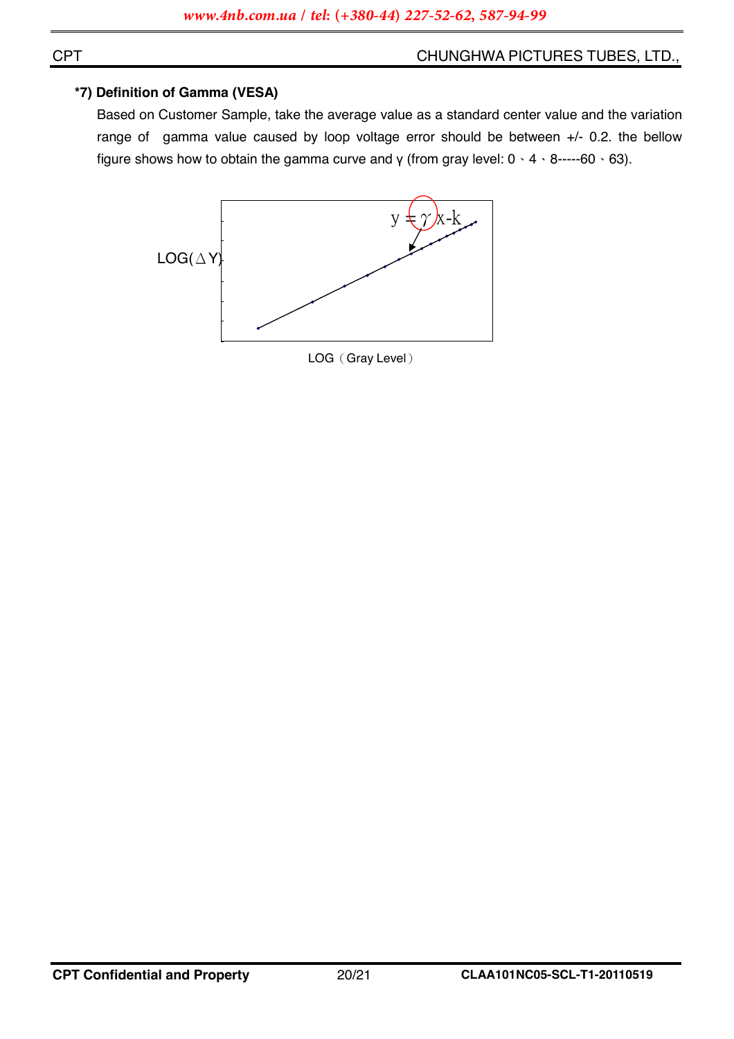**\*7) Definition of Gamma (VESA)**

Based on Customer Sample, take the average value as a standard center value and the variation range of gamma value caused by loop voltage error should be between +/- 0.2. the bellow figure shows how to obtain the gamma curve and γ (from gray level: 0、4、8-----60、63).

$y = \gamma x - k$

LOG(ΔY)

LOG（Gray Level）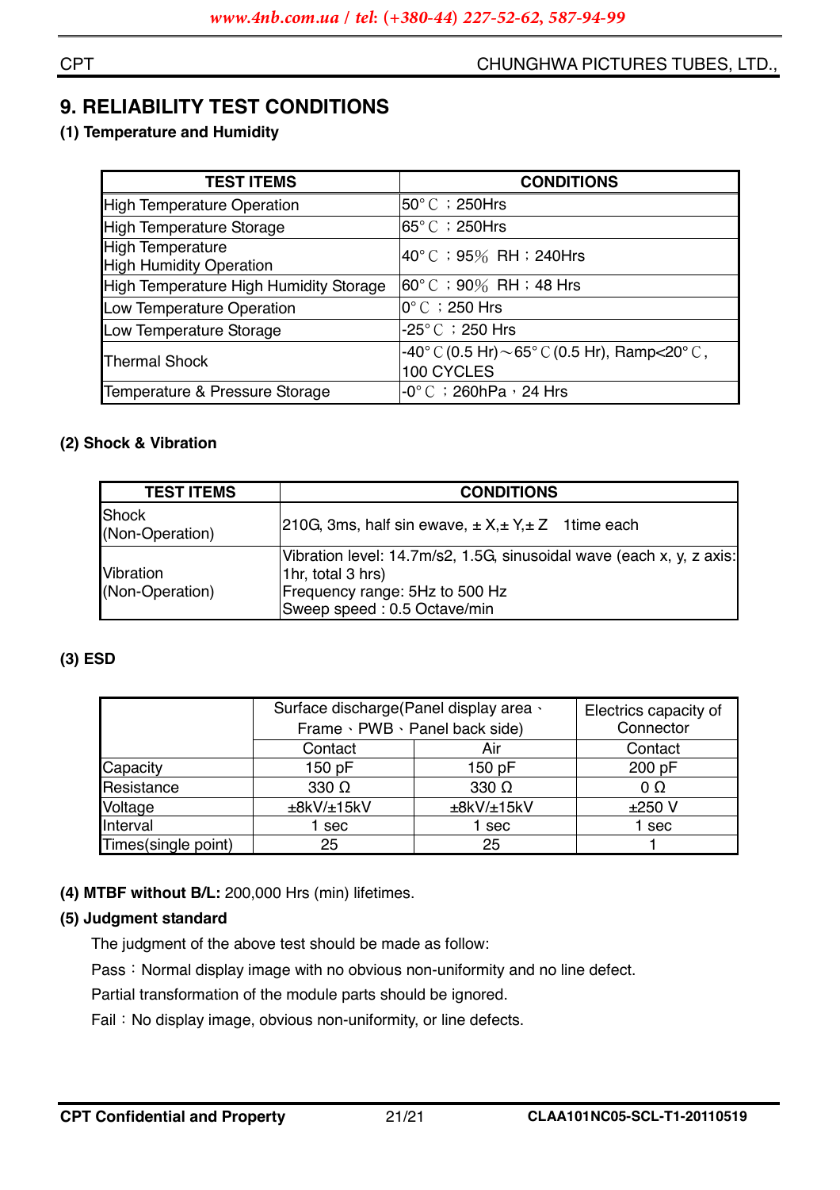# 9. RELIABILITY TEST CONDITIONS

### (1) Temperature and Humidity

| TEST ITEMS | CONDITIONS |
|---|---|
| High Temperature Operation | 50°C ；250Hrs |
| High Temperature Storage | 65°C ；250Hrs |
| High Temperature High Humidity Operation | 40°C ；95% RH；240Hrs |
| High Temperature High Humidity Storage | 60°C ；90% RH；48 Hrs |
| Low Temperature Operation | 0°C ；250 Hrs |
| Low Temperature Storage | -25°C ；250 Hrs |
| Thermal Shock | -40°C (0.5 Hr)～65°C (0.5 Hr), Ramp<20°C, 100 CYCLES |
| Temperature & Pressure Storage | -0°C ；260hPa，24 Hrs |

### (2) Shock & Vibration

| TEST ITEMS | CONDITIONS |
|---|---|
| Shock (Non-Operation) | 210G, 3ms, half sin ewave, ± X,± Y,± Z 1time each |
| Vibration (Non-Operation) | Vibration level: 14.7m/s2, 1.5G, sinusoidal wave (each x, y, z axis: 1hr, total 3 hrs)<br>Frequency range: 5Hz to 500 Hz<br>Sweep speed : 0.5 Octave/min |

### (3) ESD

| | Surface discharge(Panel display area、Frame、PWB、Panel back side) | | Electrics capacity of Connector |
|---|---|---|---|
| | Contact | Air | Contact |
| Capacity | 150 pF | 150 pF | 200 pF |
| Resistance | 330 Ω | 330 Ω | 0 Ω |
| Voltage | ±8kV/±15kV | ±8kV/±15kV | ±250 V |
| Interval | 1 sec | 1 sec | 1 sec |
| Times(single point) | 25 | 25 | 1 |

**(4) MTBF without B/L:** 200,000 Hrs (min) lifetimes.

**(5) Judgment standard**

The judgment of the above test should be made as follow:

Pass：Normal display image with no obvious non-uniformity and no line defect.

Partial transformation of the module parts should be ignored.

Fail：No display image, obvious non-uniformity, or line defects.